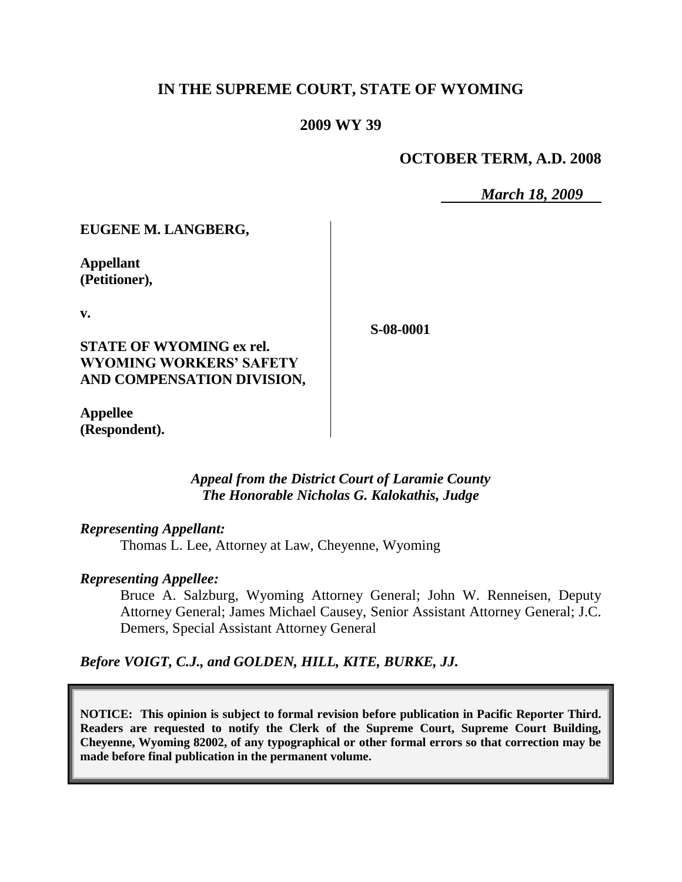# IN THE SUPREME COURT, STATE OF WYOMING

## 2009 WY 39

### OCTOBER TERM, A.D. 2008

*March 18, 2009*

**EUGENE M. LANGBERG,**

**Appellant (Petitioner),**

**v.**

**STATE OF WYOMING ex rel. WYOMING WORKERS' SAFETY AND COMPENSATION DIVISION,**

**Appellee (Respondent).**

**S-08-0001**

*Appeal from the District Court of Laramie County*
*The Honorable Nicholas G. Kalokathis, Judge*

*Representing Appellant:*

Thomas L. Lee, Attorney at Law, Cheyenne, Wyoming

*Representing Appellee:*

Bruce A. Salzburg, Wyoming Attorney General; John W. Renneisen, Deputy Attorney General; James Michael Causey, Senior Assistant Attorney General; J.C. Demers, Special Assistant Attorney General

*Before VOIGT, C.J., and GOLDEN, HILL, KITE, BURKE, JJ.*

**NOTICE: This opinion is subject to formal revision before publication in Pacific Reporter Third. Readers are requested to notify the Clerk of the Supreme Court, Supreme Court Building, Cheyenne, Wyoming 82002, of any typographical or other formal errors so that correction may be made before final publication in the permanent volume.**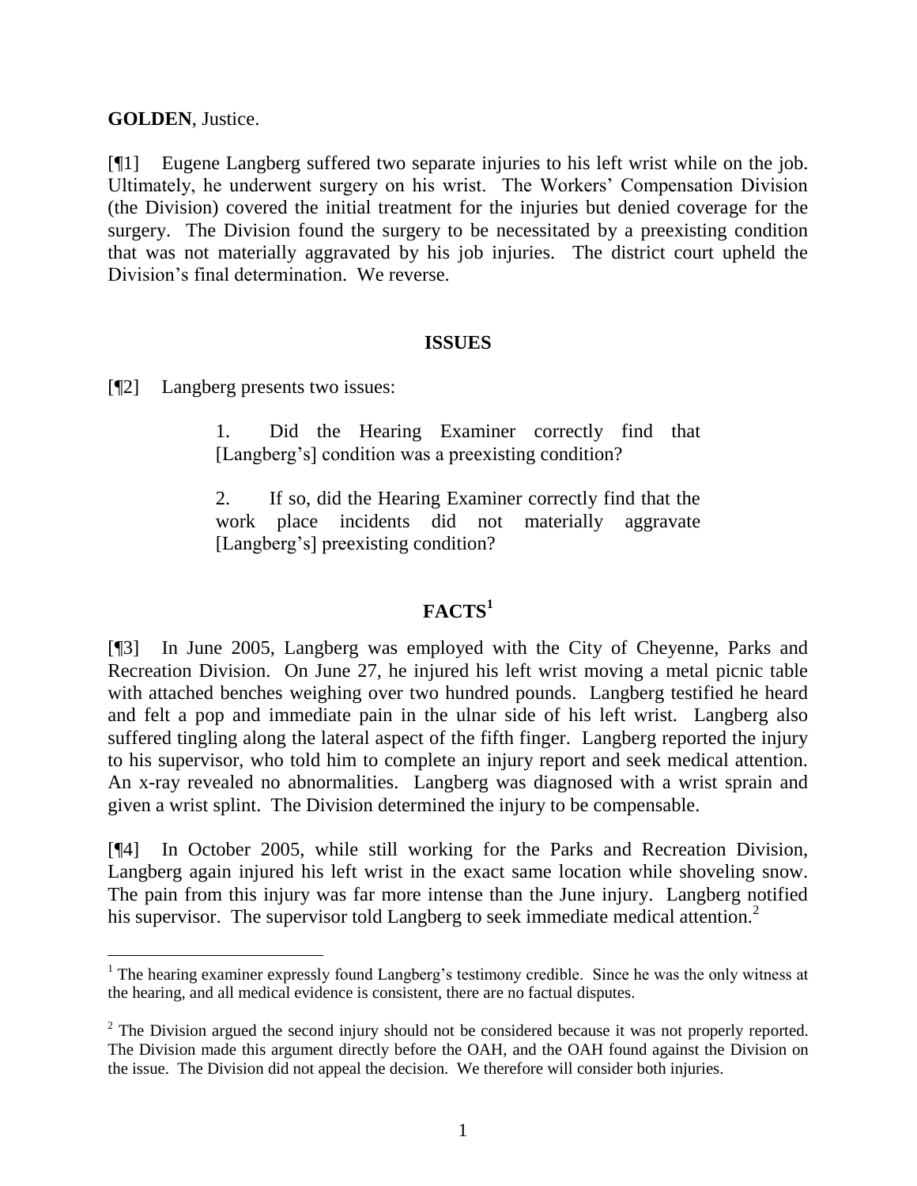**GOLDEN**, Justice.

[¶1] Eugene Langberg suffered two separate injuries to his left wrist while on the job. Ultimately, he underwent surgery on his wrist. The Workers' Compensation Division (the Division) covered the initial treatment for the injuries but denied coverage for the surgery. The Division found the surgery to be necessitated by a preexisting condition that was not materially aggravated by his job injuries. The district court upheld the Division's final determination. We reverse.

## ISSUES

[¶2] Langberg presents two issues:

> 1. Did the Hearing Examiner correctly find that [Langberg's] condition was a preexisting condition?
>
> 2. If so, did the Hearing Examiner correctly find that the work place incidents did not materially aggravate [Langberg's] preexisting condition?

## FACTS[1]

[¶3] In June 2005, Langberg was employed with the City of Cheyenne, Parks and Recreation Division. On June 27, he injured his left wrist moving a metal picnic table with attached benches weighing over two hundred pounds. Langberg testified he heard and felt a pop and immediate pain in the ulnar side of his left wrist. Langberg also suffered tingling along the lateral aspect of the fifth finger. Langberg reported the injury to his supervisor, who told him to complete an injury report and seek medical attention. An x-ray revealed no abnormalities. Langberg was diagnosed with a wrist sprain and given a wrist splint. The Division determined the injury to be compensable.

[¶4] In October 2005, while still working for the Parks and Recreation Division, Langberg again injured his left wrist in the exact same location while shoveling snow. The pain from this injury was far more intense than the June injury. Langberg notified his supervisor. The supervisor told Langberg to seek immediate medical attention.[2]

---

[1] The hearing examiner expressly found Langberg's testimony credible. Since he was the only witness at the hearing, and all medical evidence is consistent, there are no factual disputes.

[2] The Division argued the second injury should not be considered because it was not properly reported. The Division made this argument directly before the OAH, and the OAH found against the Division on the issue. The Division did not appeal the decision. We therefore will consider both injuries.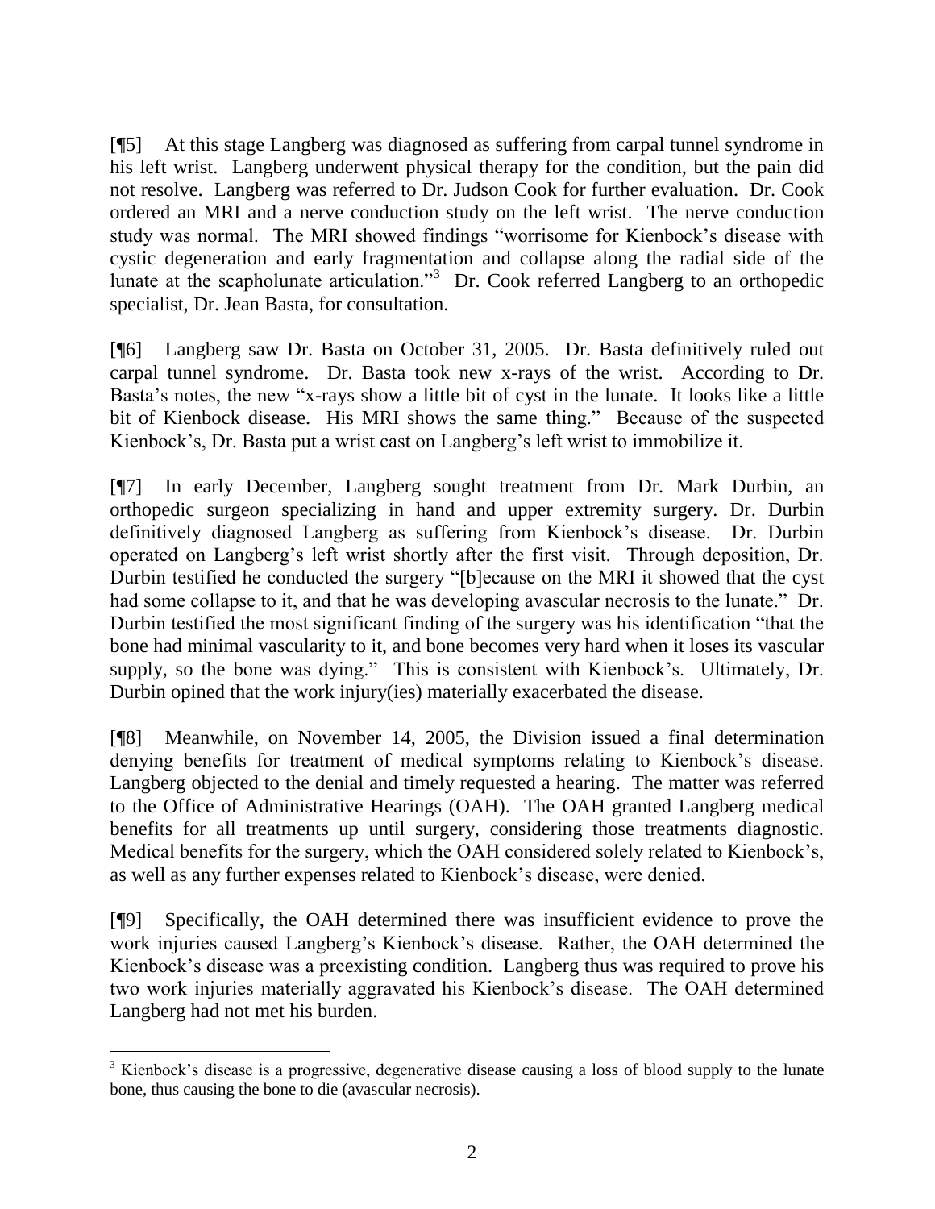[¶5] At this stage Langberg was diagnosed as suffering from carpal tunnel syndrome in his left wrist. Langberg underwent physical therapy for the condition, but the pain did not resolve. Langberg was referred to Dr. Judson Cook for further evaluation. Dr. Cook ordered an MRI and a nerve conduction study on the left wrist. The nerve conduction study was normal. The MRI showed findings "worrisome for Kienbock's disease with cystic degeneration and early fragmentation and collapse along the radial side of the lunate at the scapholunate articulation."[3] Dr. Cook referred Langberg to an orthopedic specialist, Dr. Jean Basta, for consultation.

[¶6] Langberg saw Dr. Basta on October 31, 2005. Dr. Basta definitively ruled out carpal tunnel syndrome. Dr. Basta took new x-rays of the wrist. According to Dr. Basta's notes, the new "x-rays show a little bit of cyst in the lunate. It looks like a little bit of Kienbock disease. His MRI shows the same thing." Because of the suspected Kienbock's, Dr. Basta put a wrist cast on Langberg's left wrist to immobilize it.

[¶7] In early December, Langberg sought treatment from Dr. Mark Durbin, an orthopedic surgeon specializing in hand and upper extremity surgery. Dr. Durbin definitively diagnosed Langberg as suffering from Kienbock's disease. Dr. Durbin operated on Langberg's left wrist shortly after the first visit. Through deposition, Dr. Durbin testified he conducted the surgery "[b]ecause on the MRI it showed that the cyst had some collapse to it, and that he was developing avascular necrosis to the lunate." Dr. Durbin testified the most significant finding of the surgery was his identification "that the bone had minimal vascularity to it, and bone becomes very hard when it loses its vascular supply, so the bone was dying." This is consistent with Kienbock's. Ultimately, Dr. Durbin opined that the work injury(ies) materially exacerbated the disease.

[¶8] Meanwhile, on November 14, 2005, the Division issued a final determination denying benefits for treatment of medical symptoms relating to Kienbock's disease. Langberg objected to the denial and timely requested a hearing. The matter was referred to the Office of Administrative Hearings (OAH). The OAH granted Langberg medical benefits for all treatments up until surgery, considering those treatments diagnostic. Medical benefits for the surgery, which the OAH considered solely related to Kienbock's, as well as any further expenses related to Kienbock's disease, were denied.

[¶9] Specifically, the OAH determined there was insufficient evidence to prove the work injuries caused Langberg's Kienbock's disease. Rather, the OAH determined the Kienbock's disease was a preexisting condition. Langberg thus was required to prove his two work injuries materially aggravated his Kienbock's disease. The OAH determined Langberg had not met his burden.

---

[3] Kienbock's disease is a progressive, degenerative disease causing a loss of blood supply to the lunate bone, thus causing the bone to die (avascular necrosis).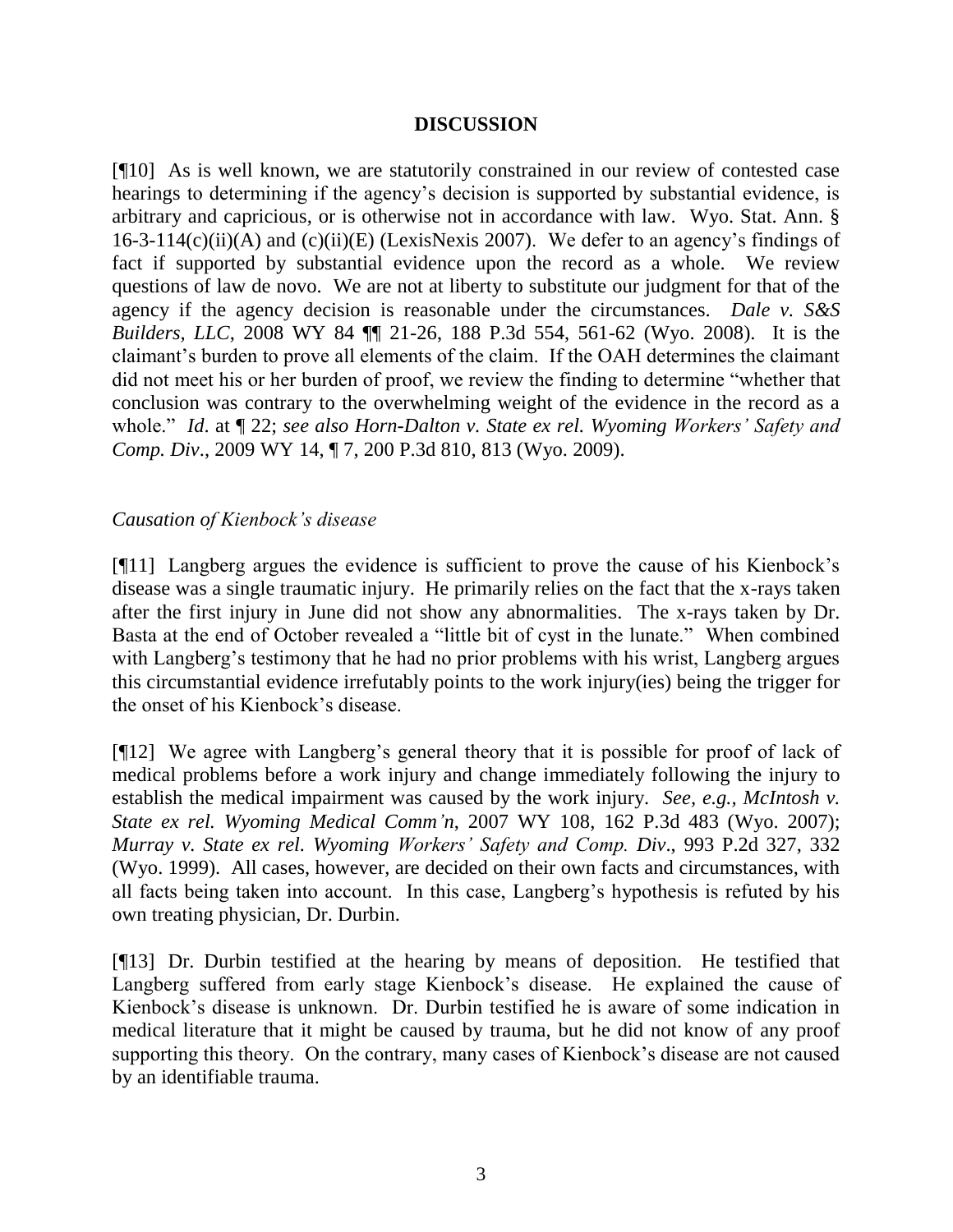## DISCUSSION

[¶10] As is well known, we are statutorily constrained in our review of contested case hearings to determining if the agency's decision is supported by substantial evidence, is arbitrary and capricious, or is otherwise not in accordance with law. Wyo. Stat. Ann. § 16-3-114(c)(ii)(A) and (c)(ii)(E) (LexisNexis 2007). We defer to an agency's findings of fact if supported by substantial evidence upon the record as a whole. We review questions of law de novo. We are not at liberty to substitute our judgment for that of the agency if the agency decision is reasonable under the circumstances. *Dale v. S&S Builders, LLC*, 2008 WY 84 ¶¶ 21-26, 188 P.3d 554, 561-62 (Wyo. 2008). It is the claimant's burden to prove all elements of the claim. If the OAH determines the claimant did not meet his or her burden of proof, we review the finding to determine "whether that conclusion was contrary to the overwhelming weight of the evidence in the record as a whole." *Id.* at ¶ 22; *see also Horn-Dalton v. State ex rel. Wyoming Workers' Safety and Comp. Div*., 2009 WY 14, ¶ 7, 200 P.3d 810, 813 (Wyo. 2009).

*Causation of Kienbock's disease*

[¶11] Langberg argues the evidence is sufficient to prove the cause of his Kienbock's disease was a single traumatic injury. He primarily relies on the fact that the x-rays taken after the first injury in June did not show any abnormalities. The x-rays taken by Dr. Basta at the end of October revealed a "little bit of cyst in the lunate." When combined with Langberg's testimony that he had no prior problems with his wrist, Langberg argues this circumstantial evidence irrefutably points to the work injury(ies) being the trigger for the onset of his Kienbock's disease.

[¶12] We agree with Langberg's general theory that it is possible for proof of lack of medical problems before a work injury and change immediately following the injury to establish the medical impairment was caused by the work injury. *See, e.g., McIntosh v. State ex rel. Wyoming Medical Comm'n*, 2007 WY 108, 162 P.3d 483 (Wyo. 2007); *Murray v. State ex rel. Wyoming Workers' Safety and Comp. Div*., 993 P.2d 327, 332 (Wyo. 1999). All cases, however, are decided on their own facts and circumstances, with all facts being taken into account. In this case, Langberg's hypothesis is refuted by his own treating physician, Dr. Durbin.

[¶13] Dr. Durbin testified at the hearing by means of deposition. He testified that Langberg suffered from early stage Kienbock's disease. He explained the cause of Kienbock's disease is unknown. Dr. Durbin testified he is aware of some indication in medical literature that it might be caused by trauma, but he did not know of any proof supporting this theory. On the contrary, many cases of Kienbock's disease are not caused by an identifiable trauma.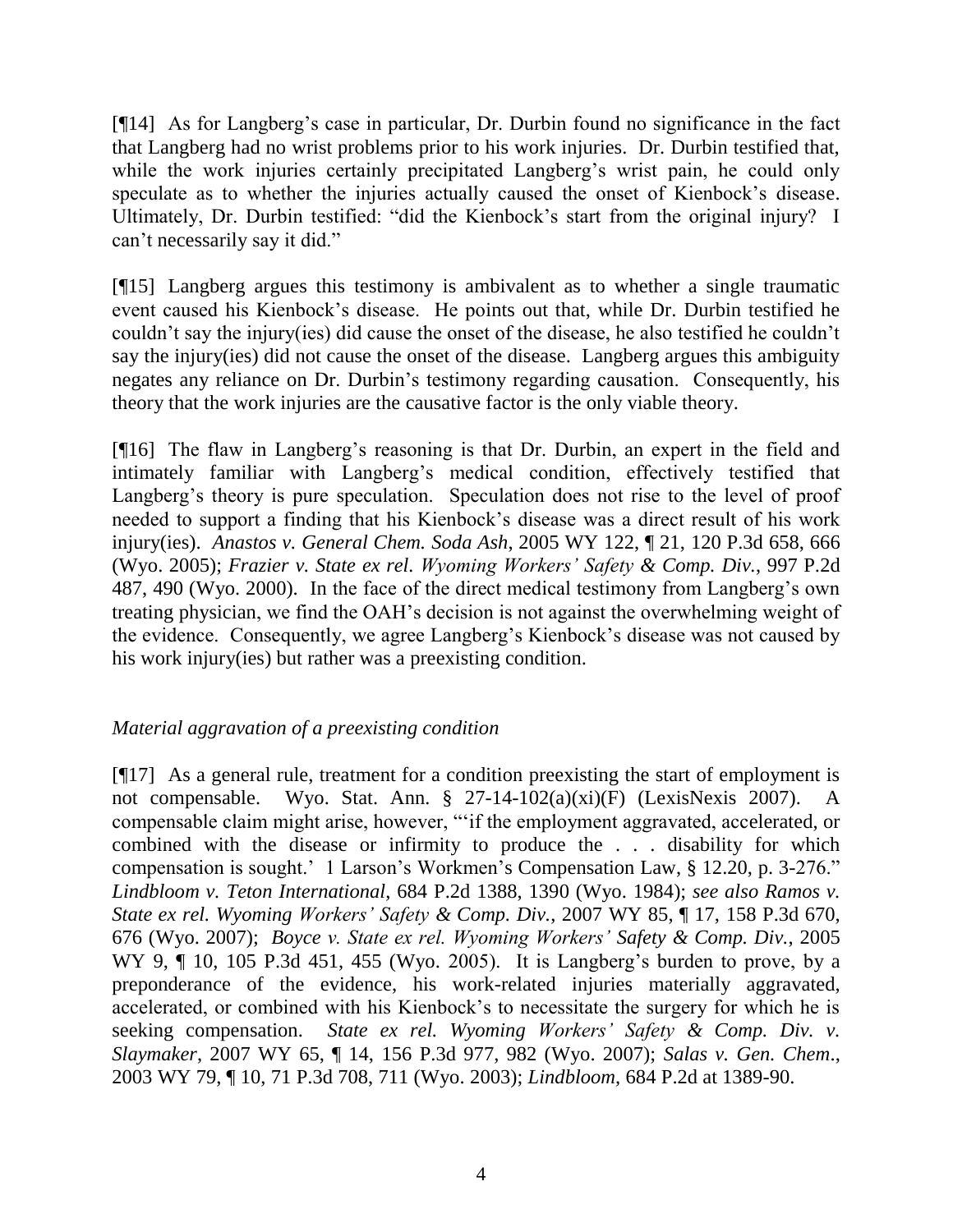[¶14] As for Langberg's case in particular, Dr. Durbin found no significance in the fact that Langberg had no wrist problems prior to his work injuries. Dr. Durbin testified that, while the work injuries certainly precipitated Langberg's wrist pain, he could only speculate as to whether the injuries actually caused the onset of Kienbock's disease. Ultimately, Dr. Durbin testified: "did the Kienbock's start from the original injury? I can't necessarily say it did."

[¶15] Langberg argues this testimony is ambivalent as to whether a single traumatic event caused his Kienbock's disease. He points out that, while Dr. Durbin testified he couldn't say the injury(ies) did cause the onset of the disease, he also testified he couldn't say the injury(ies) did not cause the onset of the disease. Langberg argues this ambiguity negates any reliance on Dr. Durbin's testimony regarding causation. Consequently, his theory that the work injuries are the causative factor is the only viable theory.

[¶16] The flaw in Langberg's reasoning is that Dr. Durbin, an expert in the field and intimately familiar with Langberg's medical condition, effectively testified that Langberg's theory is pure speculation. Speculation does not rise to the level of proof needed to support a finding that his Kienbock's disease was a direct result of his work injury(ies). *Anastos v. General Chem. Soda Ash*, 2005 WY 122, ¶ 21, 120 P.3d 658, 666 (Wyo. 2005); *Frazier v. State ex rel. Wyoming Workers' Safety & Comp. Div.*, 997 P.2d 487, 490 (Wyo. 2000). In the face of the direct medical testimony from Langberg's own treating physician, we find the OAH's decision is not against the overwhelming weight of the evidence. Consequently, we agree Langberg's Kienbock's disease was not caused by his work injury(ies) but rather was a preexisting condition.

*Material aggravation of a preexisting condition*

[¶17] As a general rule, treatment for a condition preexisting the start of employment is not compensable. Wyo. Stat. Ann. § 27-14-102(a)(xi)(F) (LexisNexis 2007). A compensable claim might arise, however, "'if the employment aggravated, accelerated, or combined with the disease or infirmity to produce the . . . disability for which compensation is sought.' 1 Larson's Workmen's Compensation Law, § 12.20, p. 3-276." *Lindbloom v. Teton International*, 684 P.2d 1388, 1390 (Wyo. 1984); *see also Ramos v. State ex rel. Wyoming Workers' Safety & Comp. Div.*, 2007 WY 85, ¶ 17, 158 P.3d 670, 676 (Wyo. 2007); *Boyce v. State ex rel. Wyoming Workers' Safety & Comp. Div.*, 2005 WY 9, ¶ 10, 105 P.3d 451, 455 (Wyo. 2005). It is Langberg's burden to prove, by a preponderance of the evidence, his work-related injuries materially aggravated, accelerated, or combined with his Kienbock's to necessitate the surgery for which he is seeking compensation. *State ex rel. Wyoming Workers' Safety & Comp. Div. v. Slaymaker*, 2007 WY 65, ¶ 14, 156 P.3d 977, 982 (Wyo. 2007); *Salas v. Gen. Chem.*, 2003 WY 79, ¶ 10, 71 P.3d 708, 711 (Wyo. 2003); *Lindbloom*, 684 P.2d at 1389-90.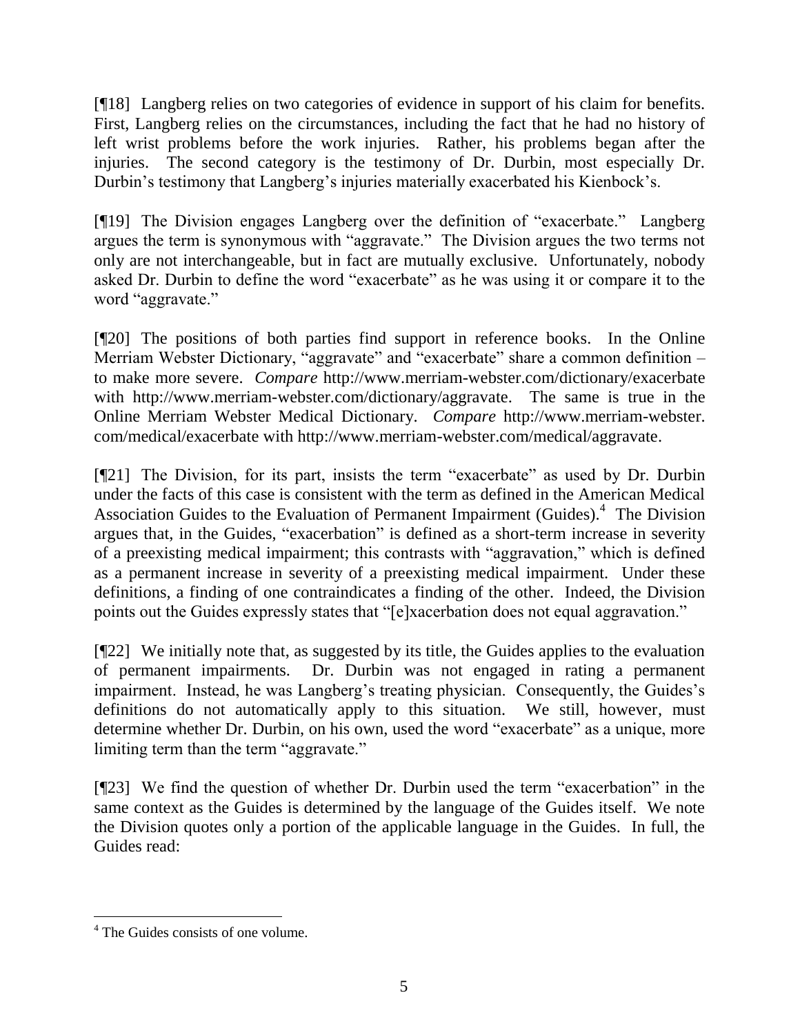[¶18] Langberg relies on two categories of evidence in support of his claim for benefits. First, Langberg relies on the circumstances, including the fact that he had no history of left wrist problems before the work injuries. Rather, his problems began after the injuries. The second category is the testimony of Dr. Durbin, most especially Dr. Durbin's testimony that Langberg's injuries materially exacerbated his Kienbock's.

[¶19] The Division engages Langberg over the definition of "exacerbate." Langberg argues the term is synonymous with "aggravate." The Division argues the two terms not only are not interchangeable, but in fact are mutually exclusive. Unfortunately, nobody asked Dr. Durbin to define the word "exacerbate" as he was using it or compare it to the word "aggravate."

[¶20] The positions of both parties find support in reference books. In the Online Merriam Webster Dictionary, "aggravate" and "exacerbate" share a common definition – to make more severe. *Compare* http://www.merriam-webster.com/dictionary/exacerbate with http://www.merriam-webster.com/dictionary/aggravate. The same is true in the Online Merriam Webster Medical Dictionary. *Compare* http://www.merriam-webster.com/medical/exacerbate with http://www.merriam-webster.com/medical/aggravate.

[¶21] The Division, for its part, insists the term "exacerbate" as used by Dr. Durbin under the facts of this case is consistent with the term as defined in the American Medical Association Guides to the Evaluation of Permanent Impairment (Guides).[4] The Division argues that, in the Guides, "exacerbation" is defined as a short-term increase in severity of a preexisting medical impairment; this contrasts with "aggravation," which is defined as a permanent increase in severity of a preexisting medical impairment. Under these definitions, a finding of one contraindicates a finding of the other. Indeed, the Division points out the Guides expressly states that "[e]xacerbation does not equal aggravation."

[¶22] We initially note that, as suggested by its title, the Guides applies to the evaluation of permanent impairments. Dr. Durbin was not engaged in rating a permanent impairment. Instead, he was Langberg's treating physician. Consequently, the Guides's definitions do not automatically apply to this situation. We still, however, must determine whether Dr. Durbin, on his own, used the word "exacerbate" as a unique, more limiting term than the term "aggravate."

[¶23] We find the question of whether Dr. Durbin used the term "exacerbation" in the same context as the Guides is determined by the language of the Guides itself. We note the Division quotes only a portion of the applicable language in the Guides. In full, the Guides read:

---

[4] The Guides consists of one volume.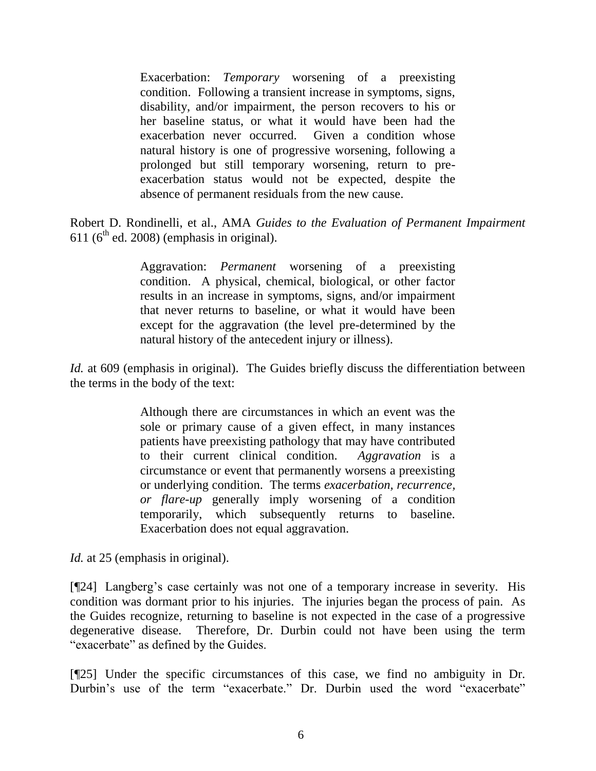> Exacerbation: *Temporary* worsening of a preexisting condition. Following a transient increase in symptoms, signs, disability, and/or impairment, the person recovers to his or her baseline status, or what it would have been had the exacerbation never occurred. Given a condition whose natural history is one of progressive worsening, following a prolonged but still temporary worsening, return to pre-exacerbation status would not be expected, despite the absence of permanent residuals from the new cause.

Robert D. Rondinelli, et al., AMA *Guides to the Evaluation of Permanent Impairment* 611 (6th ed. 2008) (emphasis in original).

> Aggravation: *Permanent* worsening of a preexisting condition. A physical, chemical, biological, or other factor results in an increase in symptoms, signs, and/or impairment that never returns to baseline, or what it would have been except for the aggravation (the level pre-determined by the natural history of the antecedent injury or illness).

*Id.* at 609 (emphasis in original). The Guides briefly discuss the differentiation between the terms in the body of the text:

> Although there are circumstances in which an event was the sole or primary cause of a given effect, in many instances patients have preexisting pathology that may have contributed to their current clinical condition. *Aggravation* is a circumstance or event that permanently worsens a preexisting or underlying condition. The terms *exacerbation, recurrence, or flare-up* generally imply worsening of a condition temporarily, which subsequently returns to baseline. Exacerbation does not equal aggravation.

*Id.* at 25 (emphasis in original).

[¶24] Langberg's case certainly was not one of a temporary increase in severity. His condition was dormant prior to his injuries. The injuries began the process of pain. As the Guides recognize, returning to baseline is not expected in the case of a progressive degenerative disease. Therefore, Dr. Durbin could not have been using the term "exacerbate" as defined by the Guides.

[¶25] Under the specific circumstances of this case, we find no ambiguity in Dr. Durbin's use of the term "exacerbate." Dr. Durbin used the word "exacerbate"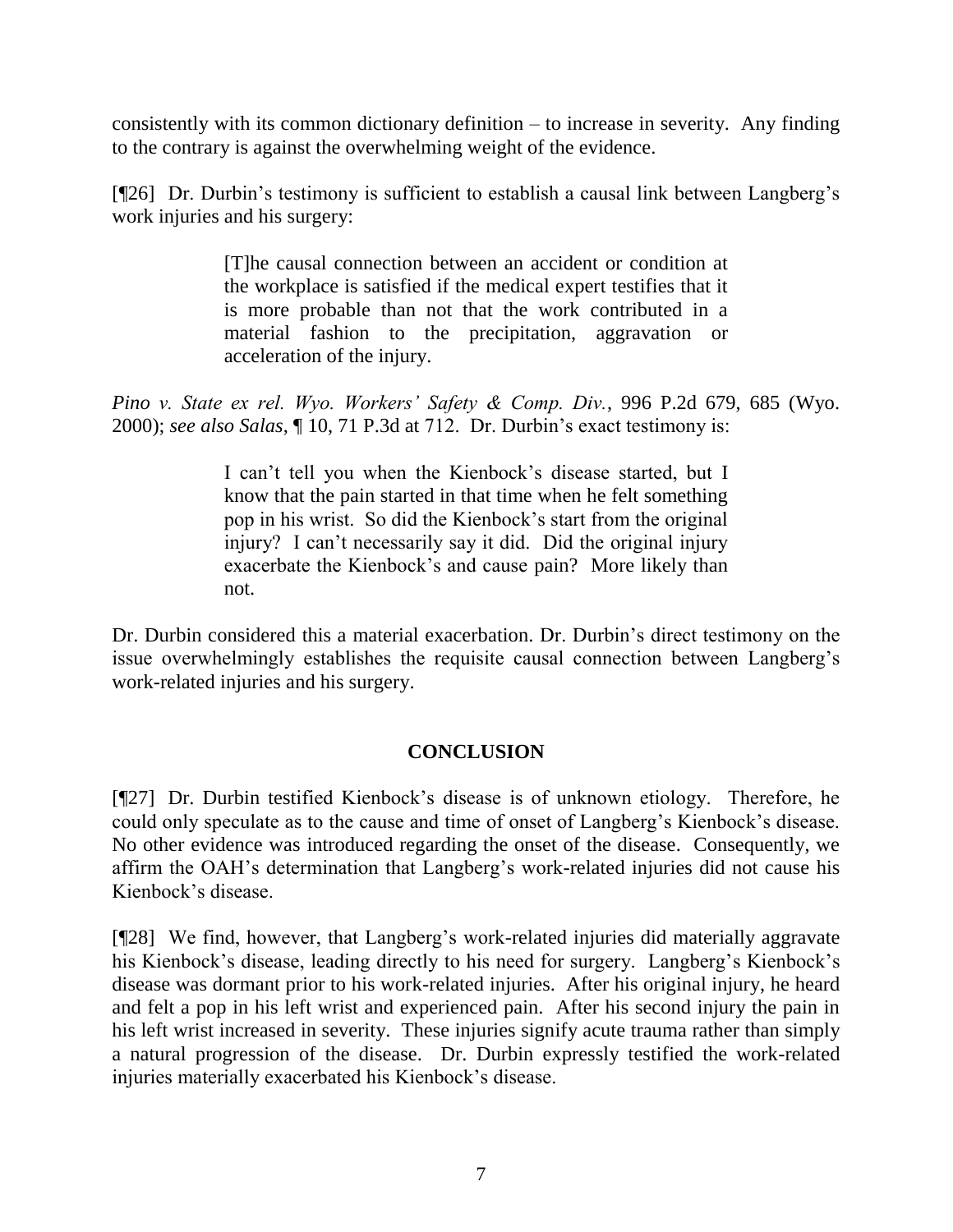consistently with its common dictionary definition – to increase in severity. Any finding to the contrary is against the overwhelming weight of the evidence.

[¶26] Dr. Durbin's testimony is sufficient to establish a causal link between Langberg's work injuries and his surgery:

> [T]he causal connection between an accident or condition at the workplace is satisfied if the medical expert testifies that it is more probable than not that the work contributed in a material fashion to the precipitation, aggravation or acceleration of the injury.

*Pino v. State ex rel. Wyo. Workers' Safety & Comp. Div.*, 996 P.2d 679, 685 (Wyo. 2000); *see also Salas*, ¶ 10, 71 P.3d at 712. Dr. Durbin's exact testimony is:

> I can't tell you when the Kienbock's disease started, but I know that the pain started in that time when he felt something pop in his wrist. So did the Kienbock's start from the original injury? I can't necessarily say it did. Did the original injury exacerbate the Kienbock's and cause pain? More likely than not.

Dr. Durbin considered this a material exacerbation. Dr. Durbin's direct testimony on the issue overwhelmingly establishes the requisite causal connection between Langberg's work-related injuries and his surgery.

## CONCLUSION

[¶27] Dr. Durbin testified Kienbock's disease is of unknown etiology. Therefore, he could only speculate as to the cause and time of onset of Langberg's Kienbock's disease. No other evidence was introduced regarding the onset of the disease. Consequently, we affirm the OAH's determination that Langberg's work-related injuries did not cause his Kienbock's disease.

[¶28] We find, however, that Langberg's work-related injuries did materially aggravate his Kienbock's disease, leading directly to his need for surgery. Langberg's Kienbock's disease was dormant prior to his work-related injuries. After his original injury, he heard and felt a pop in his left wrist and experienced pain. After his second injury the pain in his left wrist increased in severity. These injuries signify acute trauma rather than simply a natural progression of the disease. Dr. Durbin expressly testified the work-related injuries materially exacerbated his Kienbock's disease.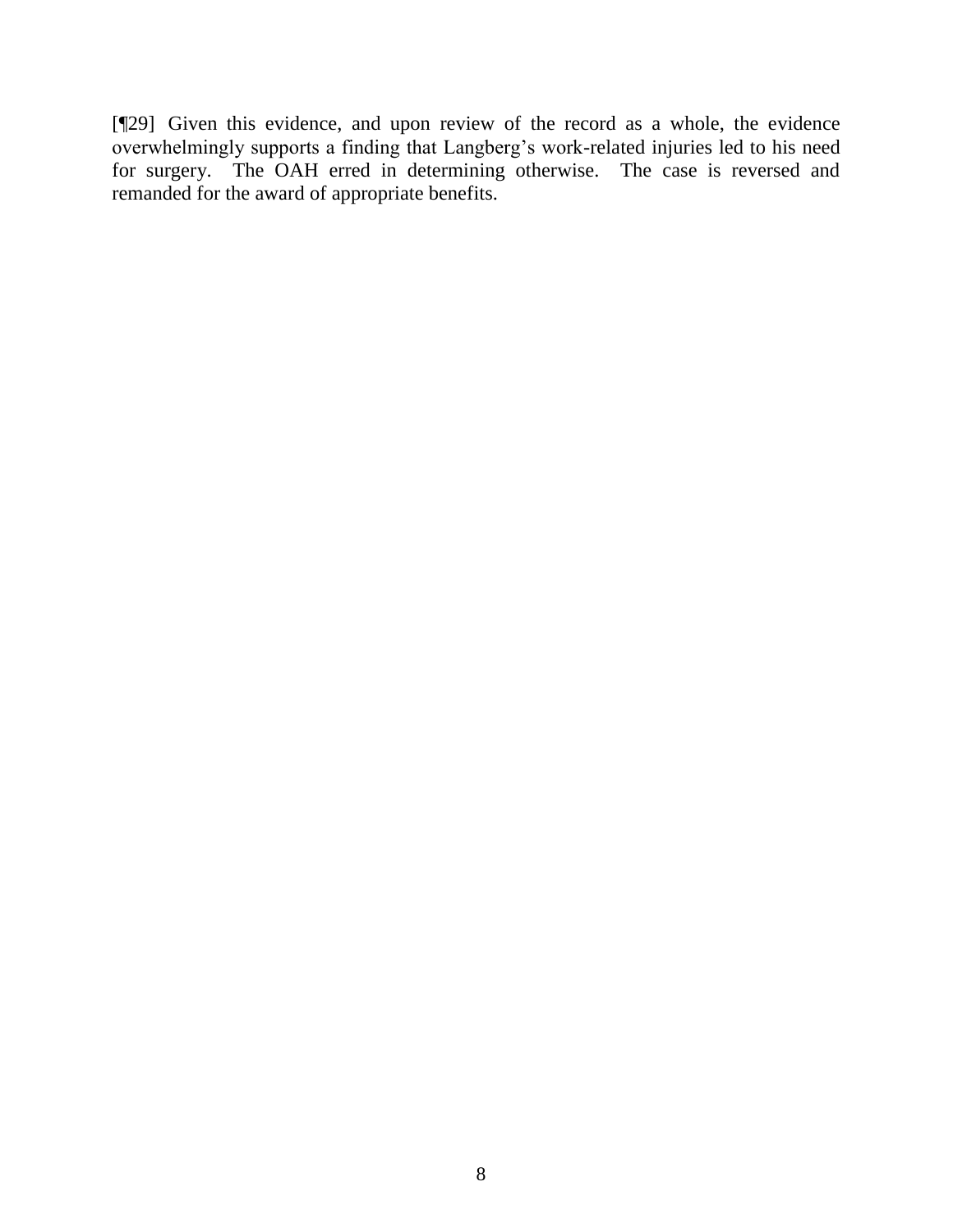[¶29] Given this evidence, and upon review of the record as a whole, the evidence overwhelmingly supports a finding that Langberg's work-related injuries led to his need for surgery. The OAH erred in determining otherwise. The case is reversed and remanded for the award of appropriate benefits.